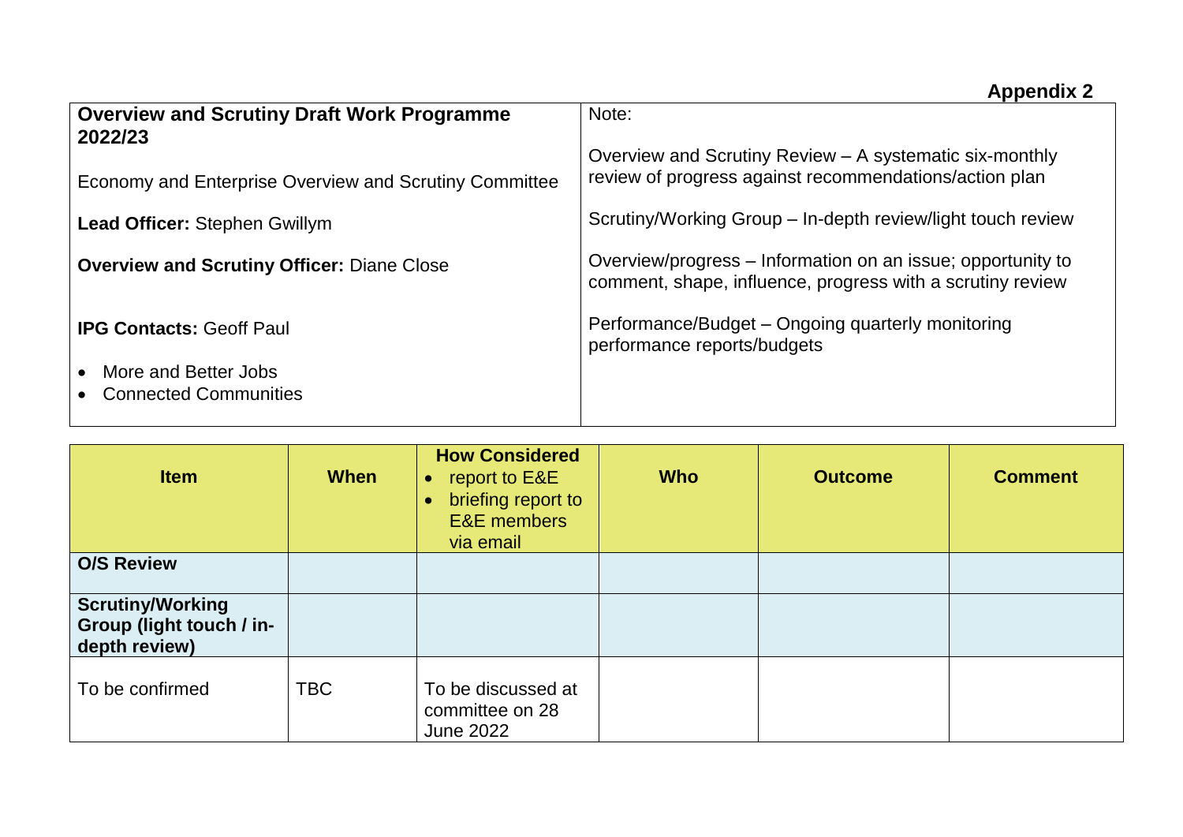**Appendix 2**

| **Overview and Scrutiny Draft Work Programme 2022/23**<br><br>Economy and Enterprise Overview and Scrutiny Committee<br><br>**Lead Officer:** Stephen Gwillym<br><br>**Overview and Scrutiny Officer:** Diane Close<br><br>**IPG Contacts:** Geoff Paul<br><br>• More and Better Jobs<br>• Connected Communities | Note:<br><br>Overview and Scrutiny Review – A systematic six-monthly review of progress against recommendations/action plan<br><br>Scrutiny/Working Group – In-depth review/light touch review<br><br>Overview/progress – Information on an issue; opportunity to comment, shape, influence, progress with a scrutiny review<br><br>Performance/Budget – Ongoing quarterly monitoring performance reports/budgets |
|---|---|

| Item | When | How Considered<br>• report to E&E<br>• briefing report to E&E members via email | Who | Outcome | Comment |
|---|---|---|---|---|---|
| **O/S Review** | | | | | |
| **Scrutiny/Working Group (light touch / in-depth review)** | | | | | |
| To be confirmed | TBC | To be discussed at committee on 28 June 2022 | | | |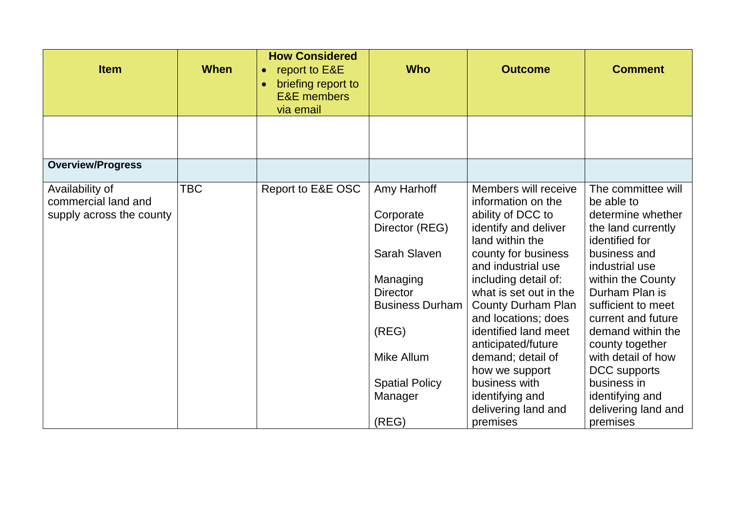| Item | When | How Considered<br>• report to E&E<br>• briefing report to E&E members via email | Who | Outcome | Comment |
|---|---|---|---|---|---|
| | | | | | |
| **Overview/Progress** | | | | | |
| Availability of commercial land and supply across the county | TBC | Report to E&E OSC | Amy Harhoff<br><br>Corporate Director (REG)<br><br>Sarah Slaven<br><br>Managing Director Business Durham<br><br>(REG)<br><br>Mike Allum<br><br>Spatial Policy Manager<br><br>(REG) | Members will receive information on the ability of DCC to identify and deliver land within the county for business and industrial use including detail of: what is set out in the County Durham Plan and locations; does identified land meet anticipated/future demand; detail of how we support business with identifying and delivering land and premises | The committee will be able to determine whether the land currently identified for business and industrial use within the County Durham Plan is sufficient to meet current and future demand within the county together with detail of how DCC supports business in identifying and delivering land and premises |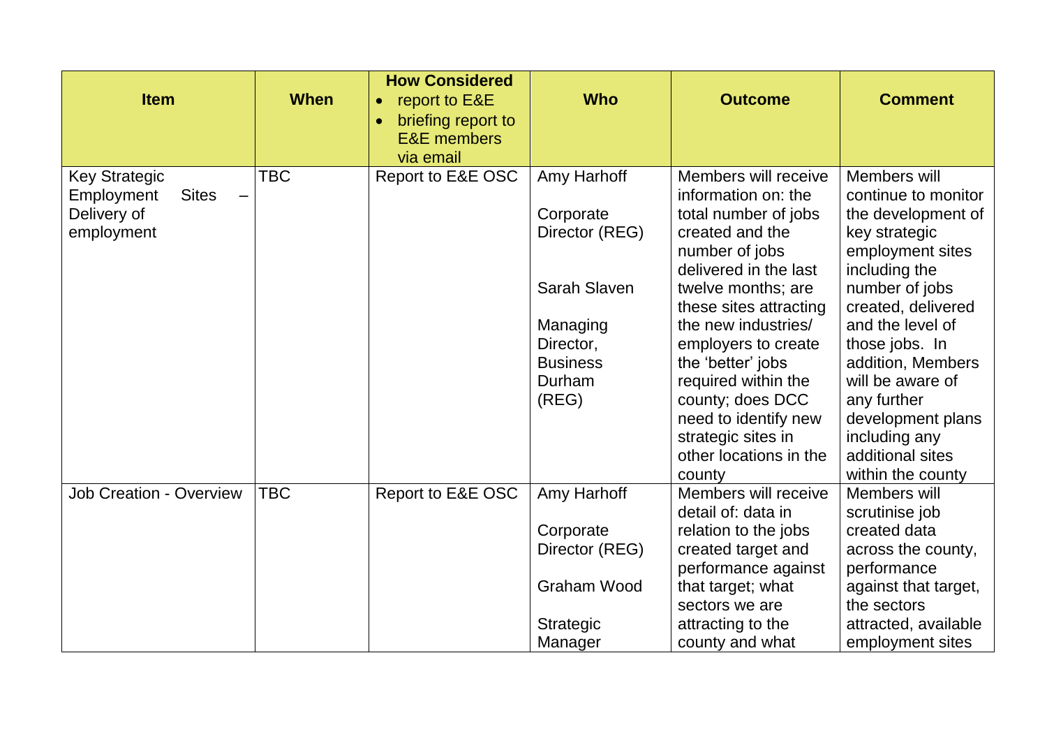| Item | When | How Considered<br>• report to E&E<br>• briefing report to E&E members via email | Who | Outcome | Comment |
|---|---|---|---|---|---|
| Key Strategic Employment Sites – Delivery of employment | TBC | Report to E&E OSC | Amy Harhoff<br><br>Corporate Director (REG)<br><br>Sarah Slaven<br><br>Managing Director, Business Durham (REG) | Members will receive information on: the total number of jobs created and the number of jobs delivered in the last twelve months; are these sites attracting the new industries/ employers to create the 'better' jobs required within the county; does DCC need to identify new strategic sites in other locations in the county | Members will continue to monitor the development of key strategic employment sites including the number of jobs created, delivered and the level of those jobs. In addition, Members will be aware of any further development plans including any additional sites within the county |
| Job Creation - Overview | TBC | Report to E&E OSC | Amy Harhoff<br><br>Corporate Director (REG)<br><br>Graham Wood<br><br>Strategic Manager | Members will receive detail of: data in relation to the jobs created target and performance against that target; what sectors we are attracting to the county and what | Members will scrutinise job created data across the county, performance against that target, the sectors attracted, available employment sites |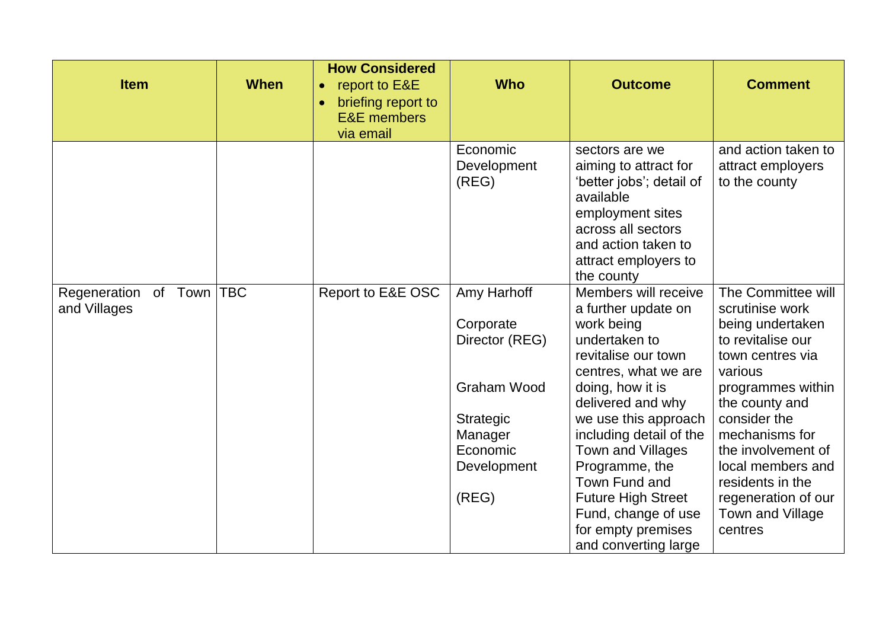| Item | When | How Considered<br>• report to E&E<br>• briefing report to E&E members via email | Who | Outcome | Comment |
|---|---|---|---|---|---|
| | | | Economic Development (REG) | sectors are we aiming to attract for 'better jobs'; detail of available employment sites across all sectors and action taken to attract employers to the county | and action taken to attract employers to the county |
| Regeneration of Town and Villages | TBC | Report to E&E OSC | Amy Harhoff<br><br>Corporate Director (REG)<br><br>Graham Wood<br><br>Strategic Manager Economic Development<br><br>(REG) | Members will receive a further update on work being undertaken to revitalise our town centres, what we are doing, how it is delivered and why we use this approach including detail of the Town and Villages Programme, the Town Fund and Future High Street Fund, change of use for empty premises and converting large | The Committee will scrutinise work being undertaken to revitalise our town centres via various programmes within the county and consider the mechanisms for the involvement of local members and residents in the regeneration of our Town and Village centres |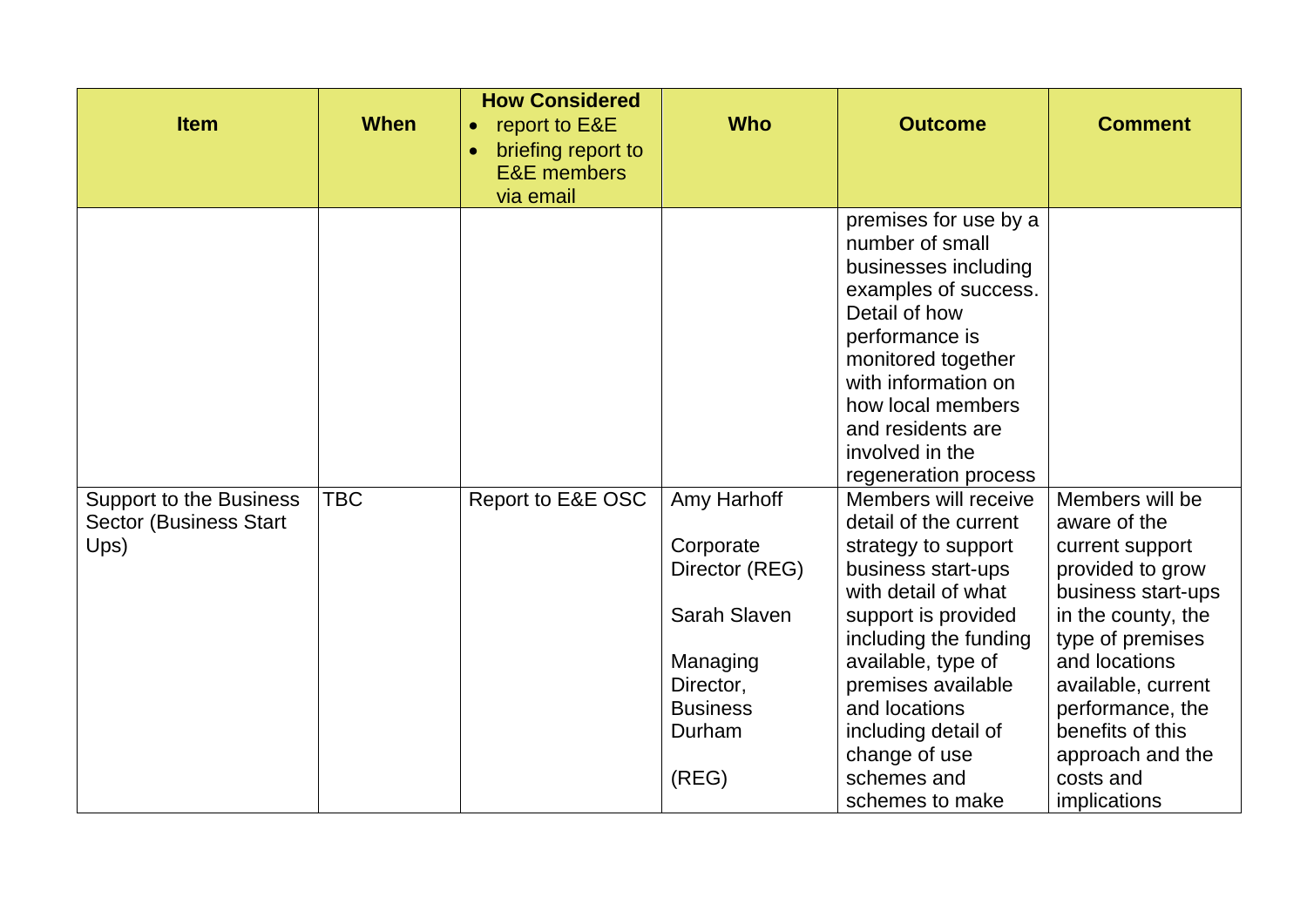| Item | When | How Considered<br>• report to E&E<br>• briefing report to E&E members via email | Who | Outcome | Comment |
|---|---|---|---|---|---|
| | | | | premises for use by a number of small businesses including examples of success. Detail of how performance is monitored together with information on how local members and residents are involved in the regeneration process | |
| Support to the Business Sector (Business Start Ups) | TBC | Report to E&E OSC | Amy Harhoff<br><br>Corporate Director (REG)<br><br>Sarah Slaven<br><br>Managing Director, Business Durham<br><br>(REG) | Members will receive detail of the current strategy to support business start-ups with detail of what support is provided including the funding available, type of premises available and locations including detail of change of use schemes and schemes to make | Members will be aware of the current support provided to grow business start-ups in the county, the type of premises and locations available, current performance, the benefits of this approach and the costs and implications |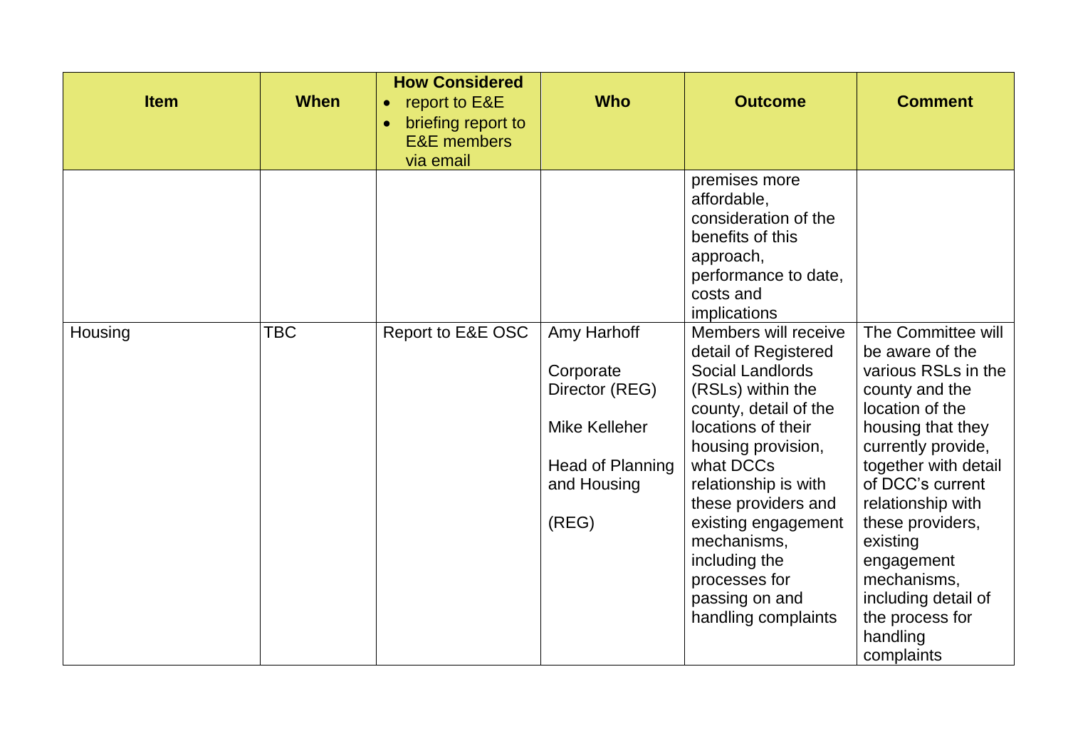| Item | When | How Considered<br>• report to E&E<br>• briefing report to E&E members via email | Who | Outcome | Comment |
|---|---|---|---|---|---|
| | | | | premises more affordable, consideration of the benefits of this approach, performance to date, costs and implications | |
| Housing | TBC | Report to E&E OSC | Amy Harhoff<br><br>Corporate Director (REG)<br><br>Mike Kelleher<br><br>Head of Planning and Housing<br><br>(REG) | Members will receive detail of Registered Social Landlords (RSLs) within the county, detail of the locations of their housing provision, what DCCs relationship is with these providers and existing engagement mechanisms, including the processes for passing on and handling complaints | The Committee will be aware of the various RSLs in the county and the location of the housing that they currently provide, together with detail of DCC's current relationship with these providers, existing engagement mechanisms, including detail of the process for handling complaints |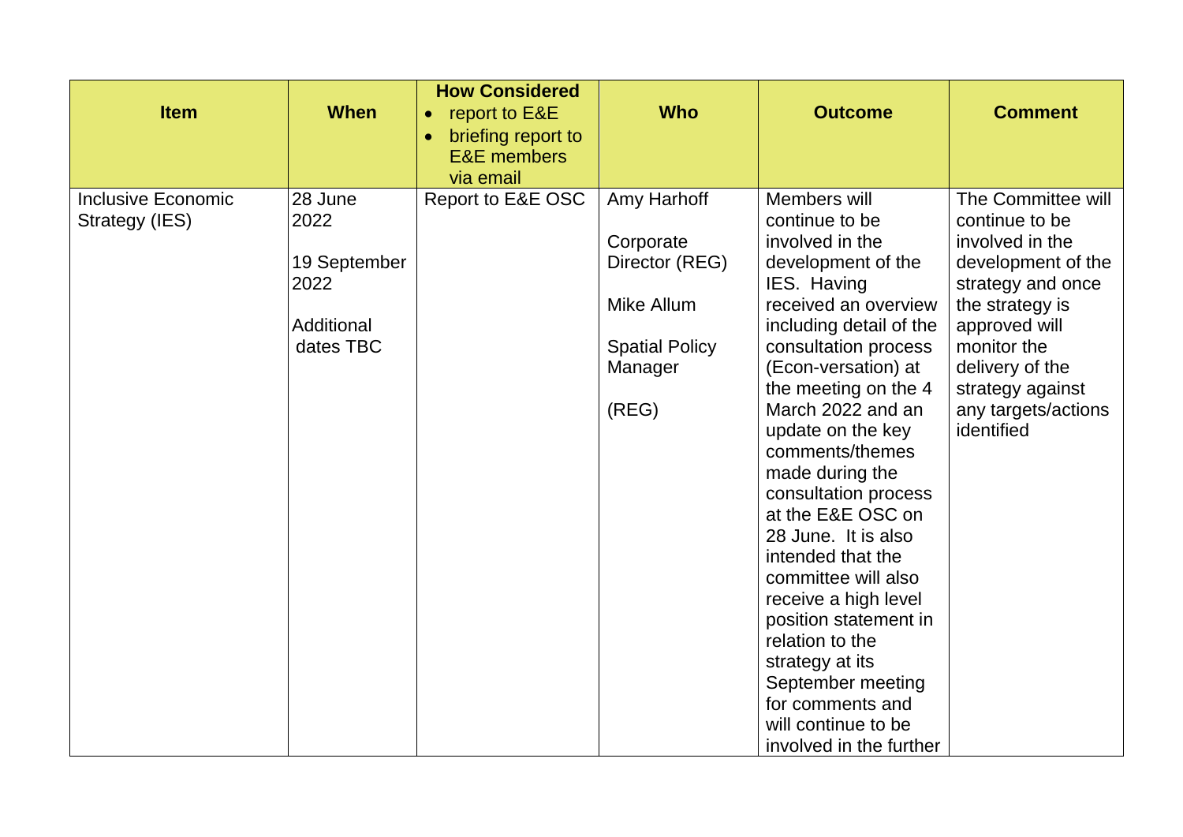| Item | When | How Considered<br>• report to E&E<br>• briefing report to E&E members via email | Who | Outcome | Comment |
|---|---|---|---|---|---|
| Inclusive Economic Strategy (IES) | 28 June 2022<br><br>19 September 2022<br><br>Additional dates TBC | Report to E&E OSC | Amy Harhoff<br><br>Corporate Director (REG)<br><br>Mike Allum<br><br>Spatial Policy Manager<br><br>(REG) | Members will continue to be involved in the development of the IES. Having received an overview including detail of the consultation process (Econ-versation) at the meeting on the 4 March 2022 and an update on the key comments/themes made during the consultation process at the E&E OSC on 28 June. It is also intended that the committee will also receive a high level position statement in relation to the strategy at its September meeting for comments and will continue to be involved in the further | The Committee will continue to be involved in the development of the strategy and once the strategy is approved will monitor the delivery of the strategy against any targets/actions identified |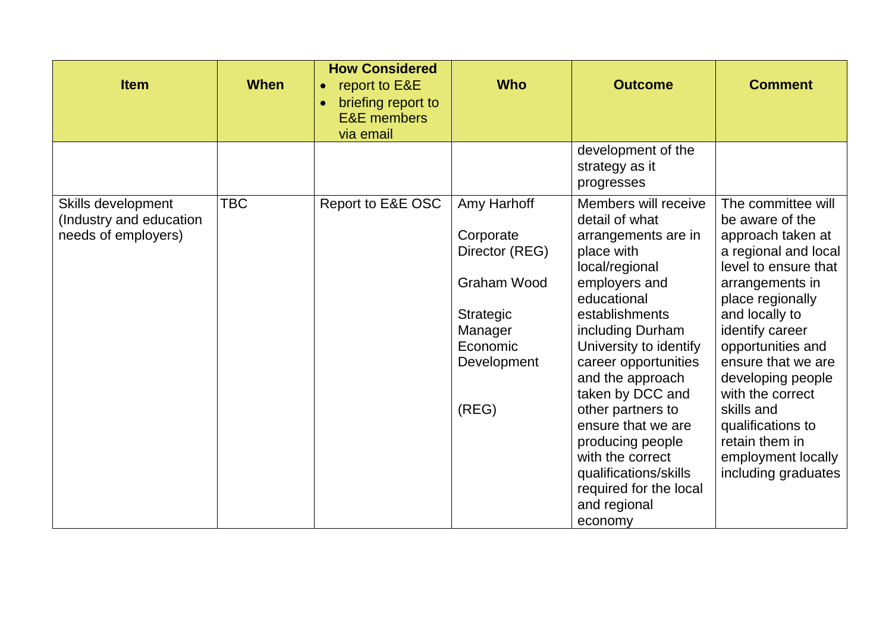| Item | When | How Considered<br>• report to E&E<br>• briefing report to E&E members via email | Who | Outcome | Comment |
|---|---|---|---|---|---|
| | | | | development of the strategy as it progresses | |
| Skills development (Industry and education needs of employers) | TBC | Report to E&E OSC | Amy Harhoff<br><br>Corporate Director (REG)<br><br>Graham Wood<br><br>Strategic Manager Economic Development<br><br>(REG) | Members will receive detail of what arrangements are in place with local/regional employers and educational establishments including Durham University to identify career opportunities and the approach taken by DCC and other partners to ensure that we are producing people with the correct qualifications/skills required for the local and regional economy | The committee will be aware of the approach taken at a regional and local level to ensure that arrangements in place regionally and locally to identify career opportunities and ensure that we are developing people with the correct skills and qualifications to retain them in employment locally including graduates |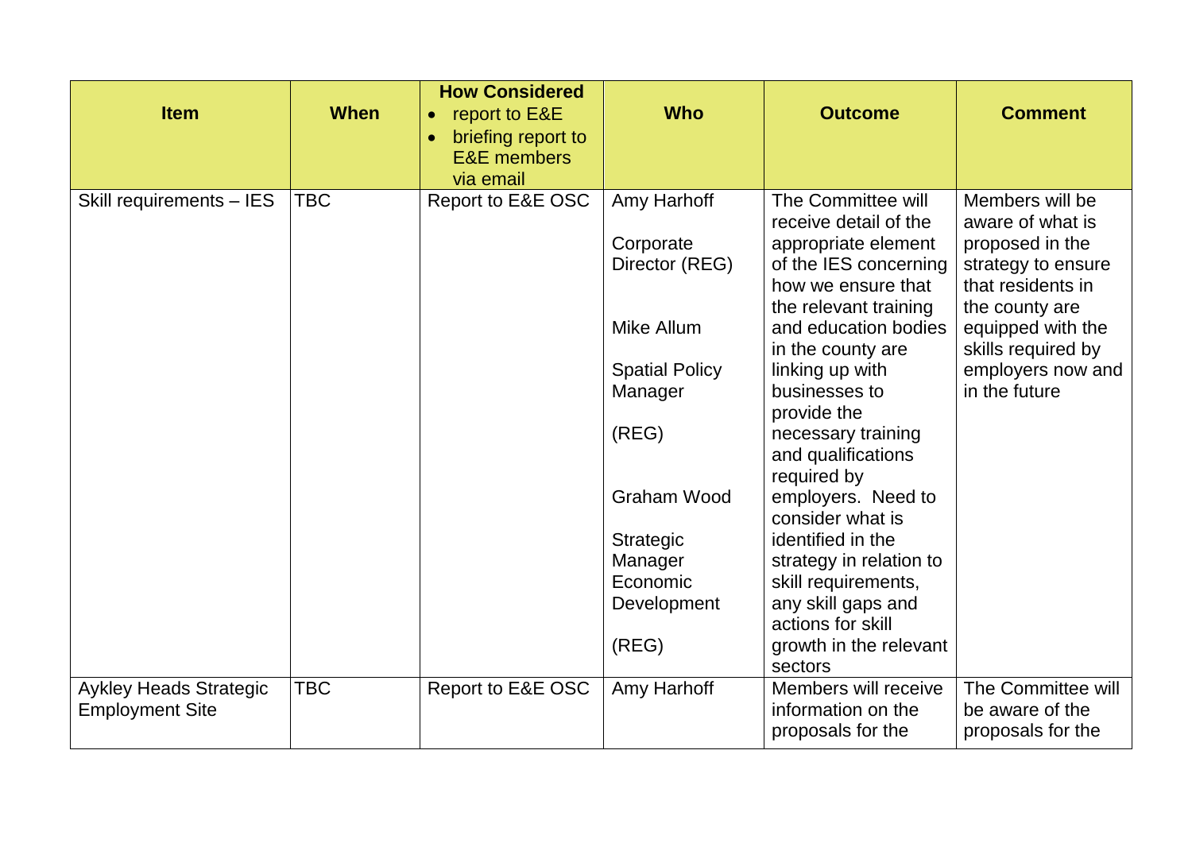| Item | When | How Considered<br>• report to E&E<br>• briefing report to E&E members via email | Who | Outcome | Comment |
|---|---|---|---|---|---|
| Skill requirements – IES | TBC | Report to E&E OSC | Amy Harhoff<br><br>Corporate Director (REG)<br><br>Mike Allum<br><br>Spatial Policy Manager<br><br>(REG)<br><br>Graham Wood<br><br>Strategic Manager Economic Development<br><br>(REG) | The Committee will receive detail of the appropriate element of the IES concerning how we ensure that the relevant training and education bodies in the county are linking up with businesses to provide the necessary training and qualifications required by employers. Need to consider what is identified in the strategy in relation to skill requirements, any skill gaps and actions for skill growth in the relevant sectors | Members will be aware of what is proposed in the strategy to ensure that residents in the county are equipped with the skills required by employers now and in the future |
| Aykley Heads Strategic Employment Site | TBC | Report to E&E OSC | Amy Harhoff | Members will receive information on the proposals for the | The Committee will be aware of the proposals for the |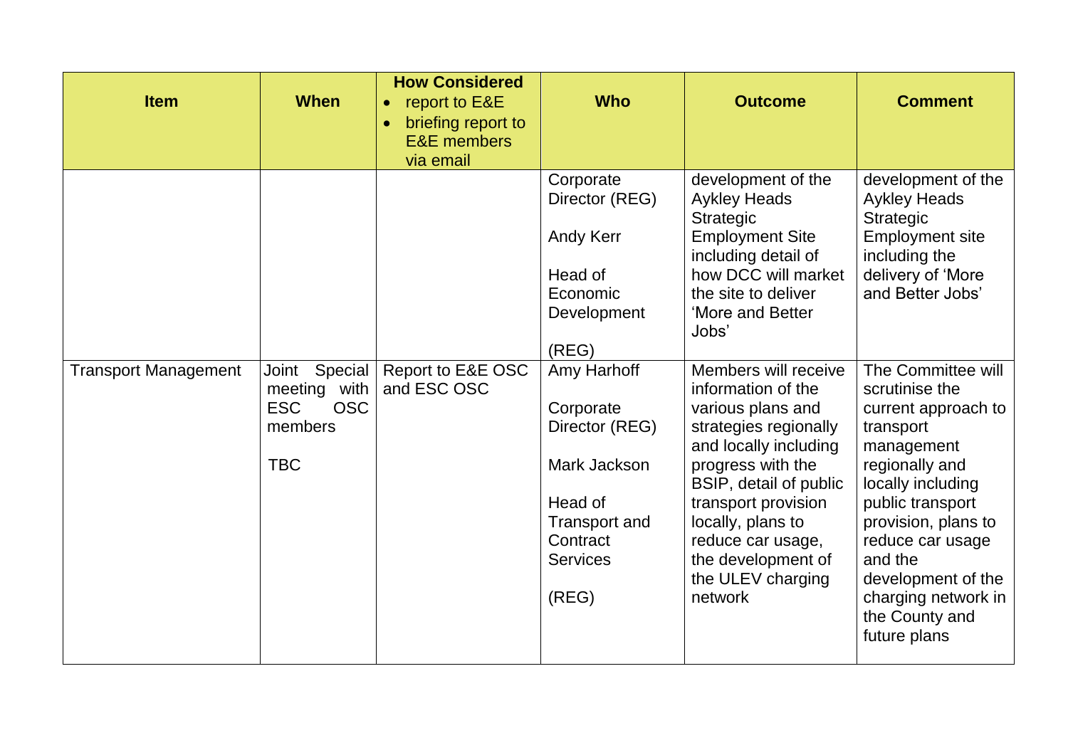| Item | When | How Considered<br>• report to E&E<br>• briefing report to E&E members via email | Who | Outcome | Comment |
|---|---|---|---|---|---|
| | | | Corporate Director (REG)<br><br>Andy Kerr<br><br>Head of Economic Development<br><br>(REG) | development of the Aykley Heads Strategic Employment Site including detail of how DCC will market the site to deliver 'More and Better Jobs' | development of the Aykley Heads Strategic Employment site including the delivery of 'More and Better Jobs' |
| Transport Management | Joint Special meeting with ESC OSC members<br><br>TBC | Report to E&E OSC and ESC OSC | Amy Harhoff<br><br>Corporate Director (REG)<br><br>Mark Jackson<br><br>Head of Transport and Contract Services<br><br>(REG) | Members will receive information of the various plans and strategies regionally and locally including progress with the BSIP, detail of public transport provision locally, plans to reduce car usage, the development of the ULEV charging network | The Committee will scrutinise the current approach to transport management regionally and locally including public transport provision, plans to reduce car usage and the development of the charging network in the County and future plans |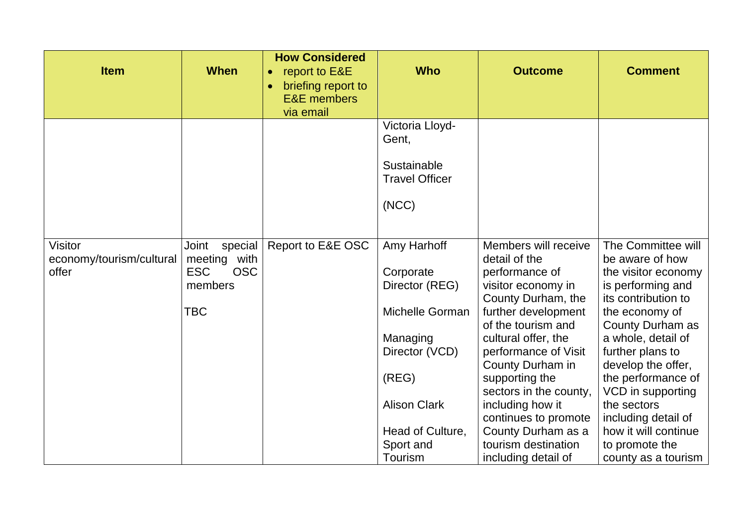| Item | When | How Considered<br>• report to E&E<br>• briefing report to E&E members via email | Who | Outcome | Comment |
|---|---|---|---|---|---|
| | | | Victoria Lloyd-Gent,<br><br>Sustainable Travel Officer<br><br>(NCC) | | |
| Visitor economy/tourism/cultural offer | Joint special meeting with ESC OSC members<br><br>TBC | Report to E&E OSC | Amy Harhoff<br><br>Corporate Director (REG)<br><br>Michelle Gorman<br><br>Managing Director (VCD)<br><br>(REG)<br><br>Alison Clark<br><br>Head of Culture, Sport and Tourism | Members will receive detail of the performance of visitor economy in County Durham, the further development of the tourism and cultural offer, the performance of Visit County Durham in supporting the sectors in the county, including how it continues to promote County Durham as a tourism destination including detail of | The Committee will be aware of how the visitor economy is performing and its contribution to the economy of County Durham as a whole, detail of further plans to develop the offer, the performance of VCD in supporting the sectors including detail of how it will continue to promote the county as a tourism |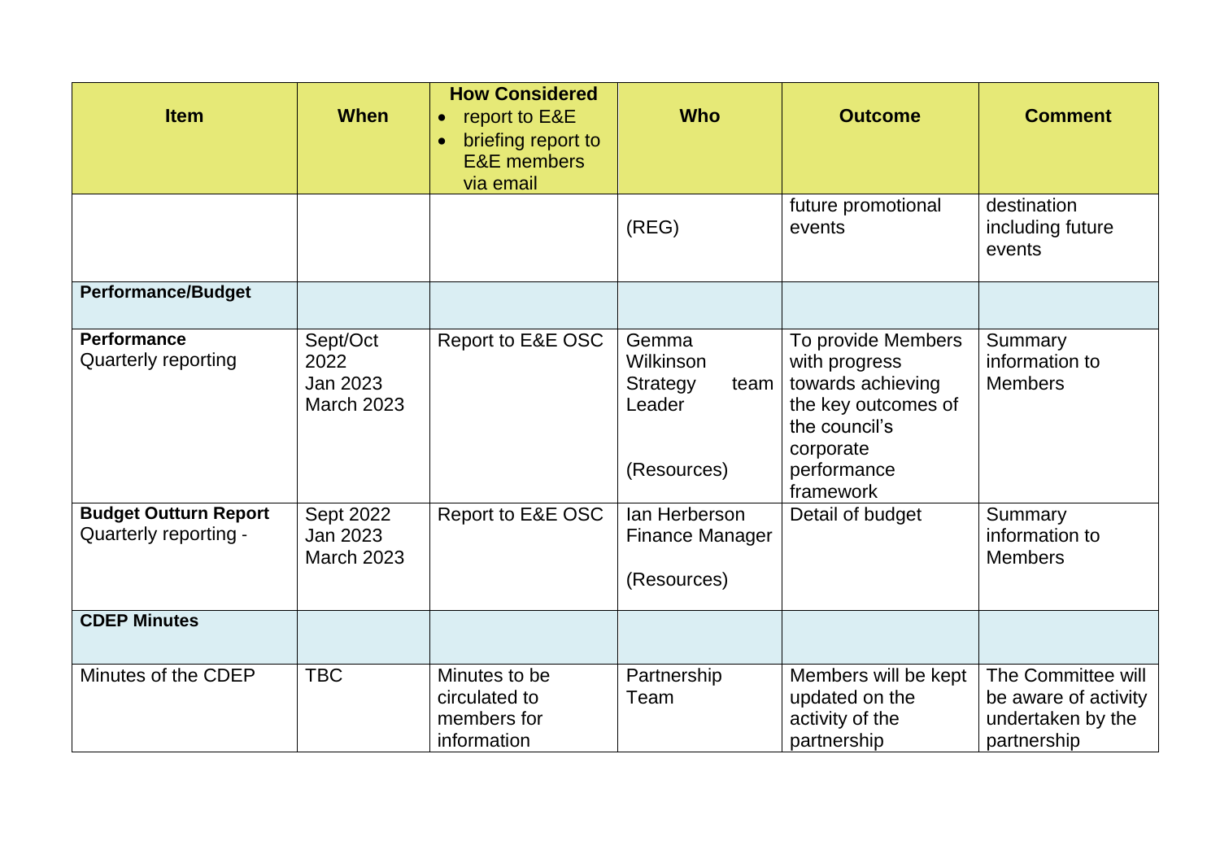| Item | When | How Considered<br>• report to E&E<br>• briefing report to E&E members via email | Who | Outcome | Comment |
|---|---|---|---|---|---|
| | | | (REG) | future promotional events | destination including future events |
| **Performance/Budget** | | | | | |
| **Performance**<br>Quarterly reporting | Sept/Oct 2022<br>Jan 2023<br>March 2023 | Report to E&E OSC | Gemma Wilkinson<br>Strategy team Leader<br><br>(Resources) | To provide Members with progress towards achieving the key outcomes of the council's corporate performance framework | Summary information to Members |
| **Budget Outturn Report**<br>Quarterly reporting - | Sept 2022<br>Jan 2023<br>March 2023 | Report to E&E OSC | Ian Herberson<br>Finance Manager<br><br>(Resources) | Detail of budget | Summary information to Members |
| **CDEP Minutes** | | | | | |
| Minutes of the CDEP | TBC | Minutes to be circulated to members for information | Partnership Team | Members will be kept updated on the activity of the partnership | The Committee will be aware of activity undertaken by the partnership |